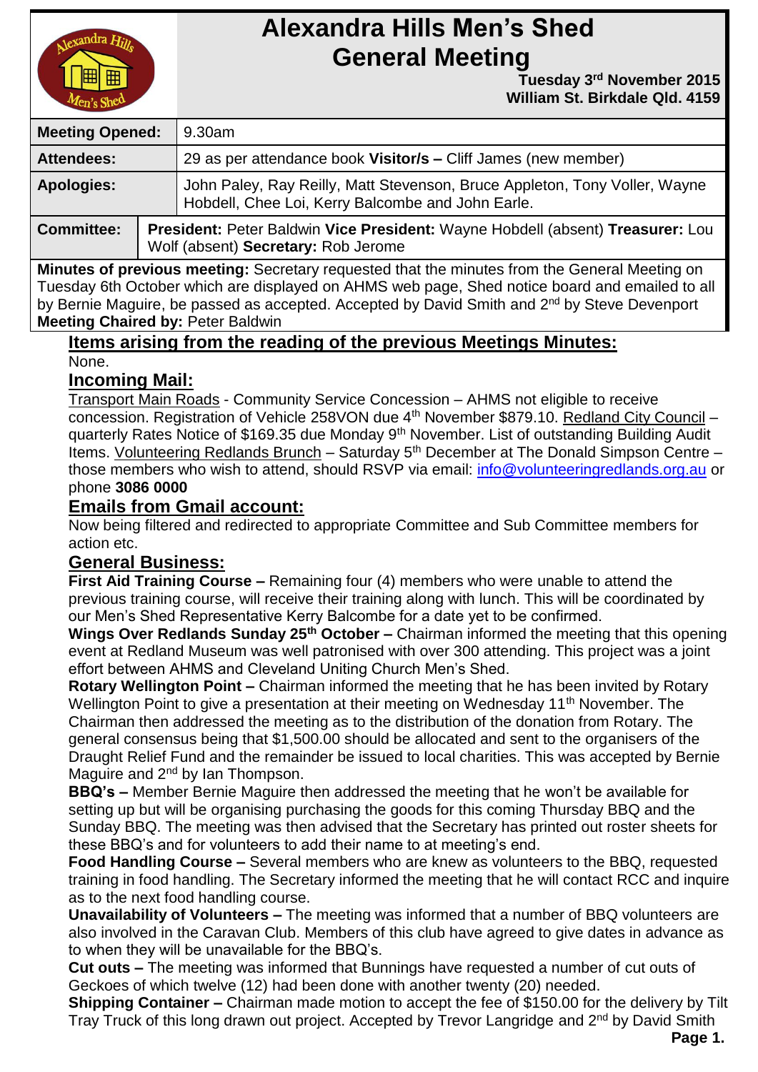# Alexandra Hills Men's Shed General Meeting

**Tuesday 3rd November 2015**
**William St. Birkdale Qld. 4159**

| **Meeting Opened:** | 9.30am |
| --- | --- |
| **Attendees:** | 29 as per attendance book **Visitor/s –** Cliff James (new member) |
| **Apologies:** | John Paley, Ray Reilly, Matt Stevenson, Bruce Appleton, Tony Voller, Wayne Hobdell, Chee Loi, Kerry Balcombe and John Earle. |
| **Committee:** | **President:** Peter Baldwin **Vice President:** Wayne Hobdell (absent) **Treasurer:** Lou Wolf (absent) **Secretary:** Rob Jerome |

**Minutes of previous meeting:** Secretary requested that the minutes from the General Meeting on Tuesday 6th October which are displayed on AHMS web page, Shed notice board and emailed to all by Bernie Maguire, be passed as accepted. Accepted by David Smith and 2nd by Steve Devenport
**Meeting Chaired by:** Peter Baldwin

## Items arising from the reading of the previous Meetings Minutes:

None.

## Incoming Mail:

Transport Main Roads - Community Service Concession – AHMS not eligible to receive concession. Registration of Vehicle 258VON due 4th November $879.10. Redland City Council – quarterly Rates Notice of $169.35 due Monday 9th November. List of outstanding Building Audit Items. Volunteering Redlands Brunch – Saturday 5th December at The Donald Simpson Centre – those members who wish to attend, should RSVP via email: info@volunteeringredlands.org.au or phone **3086 0000**

## Emails from Gmail account:

Now being filtered and redirected to appropriate Committee and Sub Committee members for action etc.

## General Business:

**First Aid Training Course –** Remaining four (4) members who were unable to attend the previous training course, will receive their training along with lunch. This will be coordinated by our Men's Shed Representative Kerry Balcombe for a date yet to be confirmed.

**Wings Over Redlands Sunday 25th October –** Chairman informed the meeting that this opening event at Redland Museum was well patronised with over 300 attending. This project was a joint effort between AHMS and Cleveland Uniting Church Men's Shed.

**Rotary Wellington Point –** Chairman informed the meeting that he has been invited by Rotary Wellington Point to give a presentation at their meeting on Wednesday 11th November. The Chairman then addressed the meeting as to the distribution of the donation from Rotary. The general consensus being that $1,500.00 should be allocated and sent to the organisers of the Draught Relief Fund and the remainder be issued to local charities. This was accepted by Bernie Maguire and 2nd by Ian Thompson.

**BBQ's –** Member Bernie Maguire then addressed the meeting that he won't be available for setting up but will be organising purchasing the goods for this coming Thursday BBQ and the Sunday BBQ. The meeting was then advised that the Secretary has printed out roster sheets for these BBQ's and for volunteers to add their name to at meeting's end.

**Food Handling Course –** Several members who are knew as volunteers to the BBQ, requested training in food handling. The Secretary informed the meeting that he will contact RCC and inquire as to the next food handling course.

**Unavailability of Volunteers –** The meeting was informed that a number of BBQ volunteers are also involved in the Caravan Club. Members of this club have agreed to give dates in advance as to when they will be unavailable for the BBQ's.

**Cut outs –** The meeting was informed that Bunnings have requested a number of cut outs of Geckoes of which twelve (12) had been done with another twenty (20) needed.

**Shipping Container –** Chairman made motion to accept the fee of $150.00 for the delivery by Tilt Tray Truck of this long drawn out project. Accepted by Trevor Langridge and 2nd by David Smith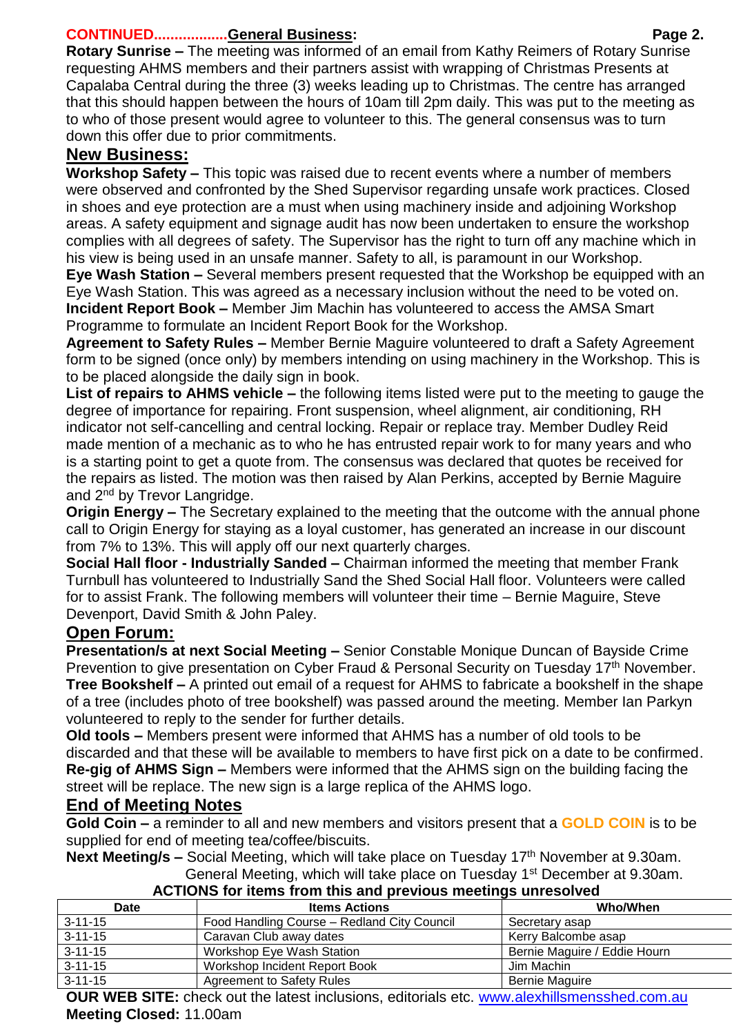**CONTINUED..................General Business:** **Page 2.**

**Rotary Sunrise –** The meeting was informed of an email from Kathy Reimers of Rotary Sunrise requesting AHMS members and their partners assist with wrapping of Christmas Presents at Capalaba Central during the three (3) weeks leading up to Christmas. The centre has arranged that this should happen between the hours of 10am till 2pm daily. This was put to the meeting as to who of those present would agree to volunteer to this. The general consensus was to turn down this offer due to prior commitments.

## New Business:

**Workshop Safety –** This topic was raised due to recent events where a number of members were observed and confronted by the Shed Supervisor regarding unsafe work practices. Closed in shoes and eye protection are a must when using machinery inside and adjoining Workshop areas. A safety equipment and signage audit has now been undertaken to ensure the workshop complies with all degrees of safety. The Supervisor has the right to turn off any machine which in his view is being used in an unsafe manner. Safety to all, is paramount in our Workshop.

**Eye Wash Station –** Several members present requested that the Workshop be equipped with an Eye Wash Station. This was agreed as a necessary inclusion without the need to be voted on.

**Incident Report Book –** Member Jim Machin has volunteered to access the AMSA Smart Programme to formulate an Incident Report Book for the Workshop.

**Agreement to Safety Rules –** Member Bernie Maguire volunteered to draft a Safety Agreement form to be signed (once only) by members intending on using machinery in the Workshop. This is to be placed alongside the daily sign in book.

**List of repairs to AHMS vehicle –** the following items listed were put to the meeting to gauge the degree of importance for repairing. Front suspension, wheel alignment, air conditioning, RH indicator not self-cancelling and central locking. Repair or replace tray. Member Dudley Reid made mention of a mechanic as to who he has entrusted repair work to for many years and who is a starting point to get a quote from. The consensus was declared that quotes be received for the repairs as listed. The motion was then raised by Alan Perkins, accepted by Bernie Maguire and 2nd by Trevor Langridge.

**Origin Energy –** The Secretary explained to the meeting that the outcome with the annual phone call to Origin Energy for staying as a loyal customer, has generated an increase in our discount from 7% to 13%. This will apply off our next quarterly charges.

**Social Hall floor - Industrially Sanded –** Chairman informed the meeting that member Frank Turnbull has volunteered to Industrially Sand the Shed Social Hall floor. Volunteers were called for to assist Frank. The following members will volunteer their time – Bernie Maguire, Steve Devenport, David Smith & John Paley.

## Open Forum:

**Presentation/s at next Social Meeting –** Senior Constable Monique Duncan of Bayside Crime Prevention to give presentation on Cyber Fraud & Personal Security on Tuesday 17th November.

**Tree Bookshelf –** A printed out email of a request for AHMS to fabricate a bookshelf in the shape of a tree (includes photo of tree bookshelf) was passed around the meeting. Member Ian Parkyn volunteered to reply to the sender for further details.

**Old tools –** Members present were informed that AHMS has a number of old tools to be discarded and that these will be available to members to have first pick on a date to be confirmed.

**Re-gig of AHMS Sign –** Members were informed that the AHMS sign on the building facing the street will be replace. The new sign is a large replica of the AHMS logo.

## End of Meeting Notes

**Gold Coin –** a reminder to all and new members and visitors present that a **GOLD COIN** is to be supplied for end of meeting tea/coffee/biscuits.

**Next Meeting/s –** Social Meeting, which will take place on Tuesday 17th November at 9.30am.
General Meeting, which will take place on Tuesday 1st December at 9.30am.

**ACTIONS for items from this and previous meetings unresolved**

| Date | Items Actions | Who/When |
|---|---|---|
| 3-11-15 | Food Handling Course – Redland City Council | Secretary asap |
| 3-11-15 | Caravan Club away dates | Kerry Balcombe asap |
| 3-11-15 | Workshop Eye Wash Station | Bernie Maguire / Eddie Hourn |
| 3-11-15 | Workshop Incident Report Book | Jim Machin |
| 3-11-15 | Agreement to Safety Rules | Bernie Maguire |

**OUR WEB SITE:** check out the latest inclusions, editorials etc. www.alexhillsmensshed.com.au

**Meeting Closed:** 11.00am